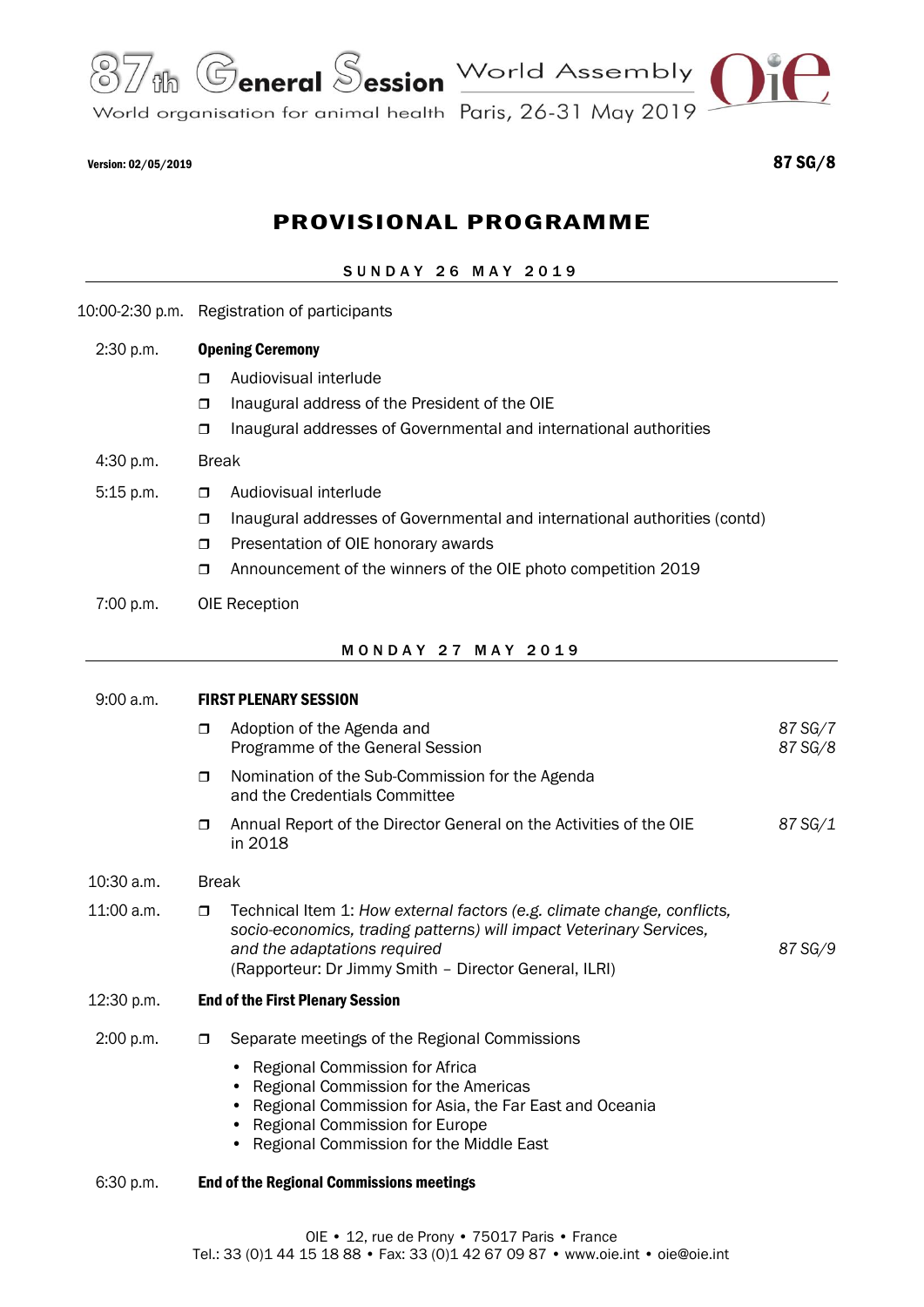87th General Session World Assembly

World organisation for animal health Paris, 26-31 May 2019

Version: 02/05/2019

87 SG/8

# PROVISIONAL PROGRAMME

## SUNDAY 26 MAY 2019

10:00-2:30 p.m. Registration of participants

2:30 p.m. **Opening Ceremony**

- Audiovisual interlude
- Inaugural address of the President of the OIE
- Inaugural addresses of Governmental and international authorities

4:30 p.m. Break

5:15 p.m.

- Audiovisual interlude
- Inaugural addresses of Governmental and international authorities (contd)
- Presentation of OIE honorary awards
- Announcement of the winners of the OIE photo competition 2019

7:00 p.m. OIE Reception

## MONDAY 27 MAY 2019

9:00 a.m. **FIRST PLENARY SESSION**

- Adoption of the Agenda and Programme of the General Session — *87 SG/7*, *87 SG/8*
- Nomination of the Sub-Commission for the Agenda and the Credentials Committee
- Annual Report of the Director General on the Activities of the OIE in 2018 — *87 SG/1*

10:30 a.m. Break

11:00 a.m.

- Technical Item 1: *How external factors (e.g. climate change, conflicts, socio-economics, trading patterns) will impact Veterinary Services, and the adaptations required* (Rapporteur: Dr Jimmy Smith – Director General, ILRI) — *87 SG/9*

12:30 p.m. **End of the First Plenary Session**

2:00 p.m.

- Separate meetings of the Regional Commissions
  - Regional Commission for Africa
  - Regional Commission for the Americas
  - Regional Commission for Asia, the Far East and Oceania
  - Regional Commission for Europe
  - Regional Commission for the Middle East

6:30 p.m. **End of the Regional Commissions meetings**

OIE • 12, rue de Prony • 75017 Paris • France
Tel.: 33 (0)1 44 15 18 88 • Fax: 33 (0)1 42 67 09 87 • www.oie.int • oie@oie.int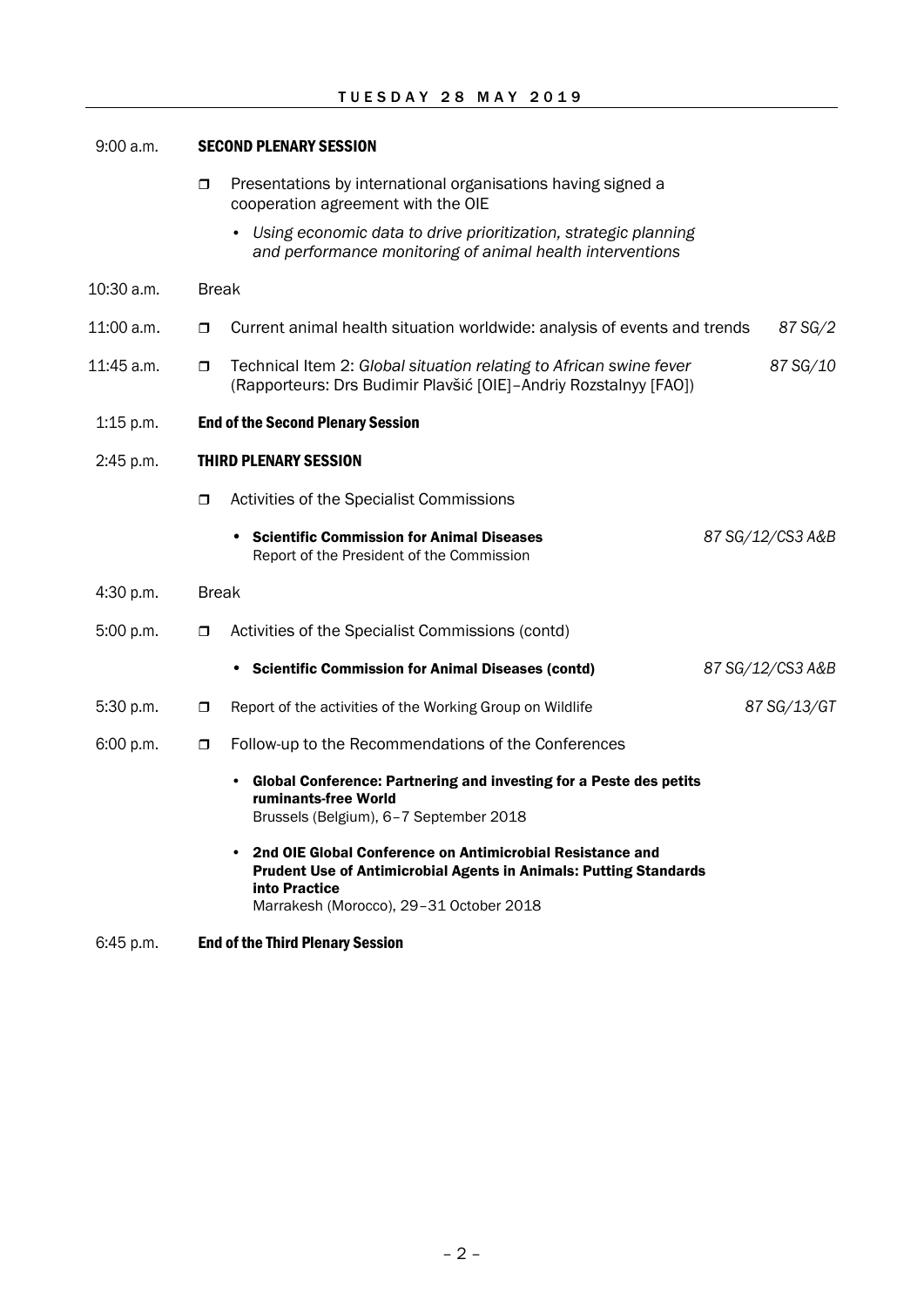## TUESDAY 28 MAY 2019

| Time | Item | Document |
|---|---|---|
| 9:00 a.m. | **SECOND PLENARY SESSION** | |
| | ❐ Presentations by international organisations having signed a cooperation agreement with the OIE | |
| | • *Using economic data to drive prioritization, strategic planning and performance monitoring of animal health interventions* | |
| 10:30 a.m. | Break | |
| 11:00 a.m. | ❐ Current animal health situation worldwide: analysis of events and trends | *87 SG/2* |
| 11:45 a.m. | ❐ Technical Item 2: *Global situation relating to African swine fever* (Rapporteurs: Drs Budimir Plavšić [OIE]–Andriy Rozstalnyy [FAO]) | *87 SG/10* |
| 1:15 p.m. | **End of the Second Plenary Session** | |
| 2:45 p.m. | **THIRD PLENARY SESSION** | |
| | ❐ Activities of the Specialist Commissions | |
| | • **Scientific Commission for Animal Diseases** Report of the President of the Commission | *87 SG/12/CS3 A&B* |
| 4:30 p.m. | Break | |
| 5:00 p.m. | ❐ Activities of the Specialist Commissions (contd) | |
| | • **Scientific Commission for Animal Diseases (contd)** | *87 SG/12/CS3 A&B* |
| 5:30 p.m. | ❐ Report of the activities of the Working Group on Wildlife | *87 SG/13/GT* |
| 6:00 p.m. | ❐ Follow-up to the Recommendations of the Conferences | |
| | • **Global Conference: Partnering and investing for a Peste des petits ruminants-free World** Brussels (Belgium), 6–7 September 2018 | |
| | • **2nd OIE Global Conference on Antimicrobial Resistance and Prudent Use of Antimicrobial Agents in Animals: Putting Standards into Practice** Marrakesh (Morocco), 29–31 October 2018 | |
| 6:45 p.m. | **End of the Third Plenary Session** | |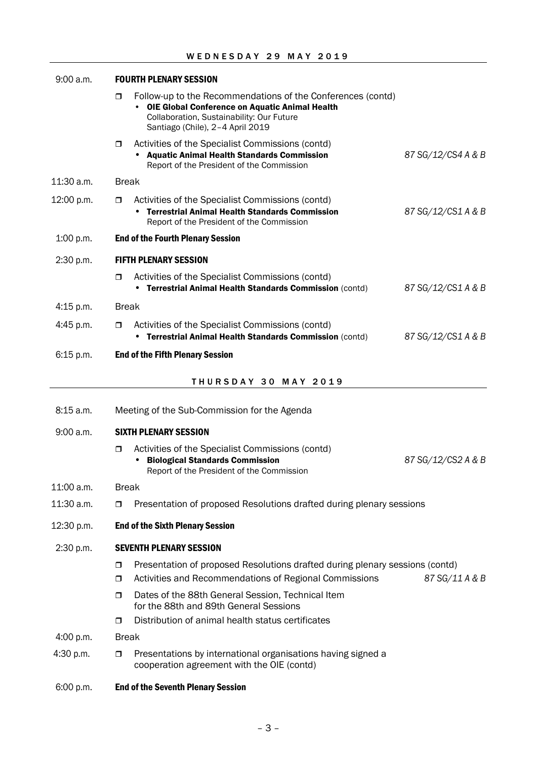## WEDNESDAY 29 MAY 2019

| | | |
|---|---|---|
| 9:00 a.m. | **FOURTH PLENARY SESSION** | |
| | ❒ Follow-up to the Recommendations of the Conferences (contd)<br>• **OIE Global Conference on Aquatic Animal Health**<br>Collaboration, Sustainability: Our Future<br>Santiago (Chile), 2–4 April 2019 | |
| | ❒ Activities of the Specialist Commissions (contd)<br>• **Aquatic Animal Health Standards Commission**<br>Report of the President of the Commission | *87 SG/12/CS4 A & B* |
| 11:30 a.m. | Break | |
| 12:00 p.m. | ❒ Activities of the Specialist Commissions (contd)<br>• **Terrestrial Animal Health Standards Commission**<br>Report of the President of the Commission | *87 SG/12/CS1 A & B* |
| 1:00 p.m. | **End of the Fourth Plenary Session** | |
| 2:30 p.m. | **FIFTH PLENARY SESSION** | |
| | ❒ Activities of the Specialist Commissions (contd)<br>• **Terrestrial Animal Health Standards Commission** (contd) | *87 SG/12/CS1 A & B* |
| 4:15 p.m. | Break | |
| 4:45 p.m. | ❒ Activities of the Specialist Commissions (contd)<br>• **Terrestrial Animal Health Standards Commission** (contd) | *87 SG/12/CS1 A & B* |
| 6:15 p.m. | **End of the Fifth Plenary Session** | |

## THURSDAY 30 MAY 2019

| | | |
|---|---|---|
| 8:15 a.m. | Meeting of the Sub-Commission for the Agenda | |
| 9:00 a.m. | **SIXTH PLENARY SESSION** | |
| | ❒ Activities of the Specialist Commissions (contd)<br>• **Biological Standards Commission**<br>Report of the President of the Commission | *87 SG/12/CS2 A & B* |
| 11:00 a.m. | Break | |
| 11:30 a.m. | ❒ Presentation of proposed Resolutions drafted during plenary sessions | |
| 12:30 p.m. | **End of the Sixth Plenary Session** | |
| 2:30 p.m. | **SEVENTH PLENARY SESSION** | |
| | ❒ Presentation of proposed Resolutions drafted during plenary sessions (contd) | |
| | ❒ Activities and Recommendations of Regional Commissions | *87 SG/11 A & B* |
| | ❒ Dates of the 88th General Session, Technical Item for the 88th and 89th General Sessions | |
| | ❒ Distribution of animal health status certificates | |
| 4:00 p.m. | Break | |
| 4:30 p.m. | ❒ Presentations by international organisations having signed a cooperation agreement with the OIE (contd) | |
| 6:00 p.m. | **End of the Seventh Plenary Session** | |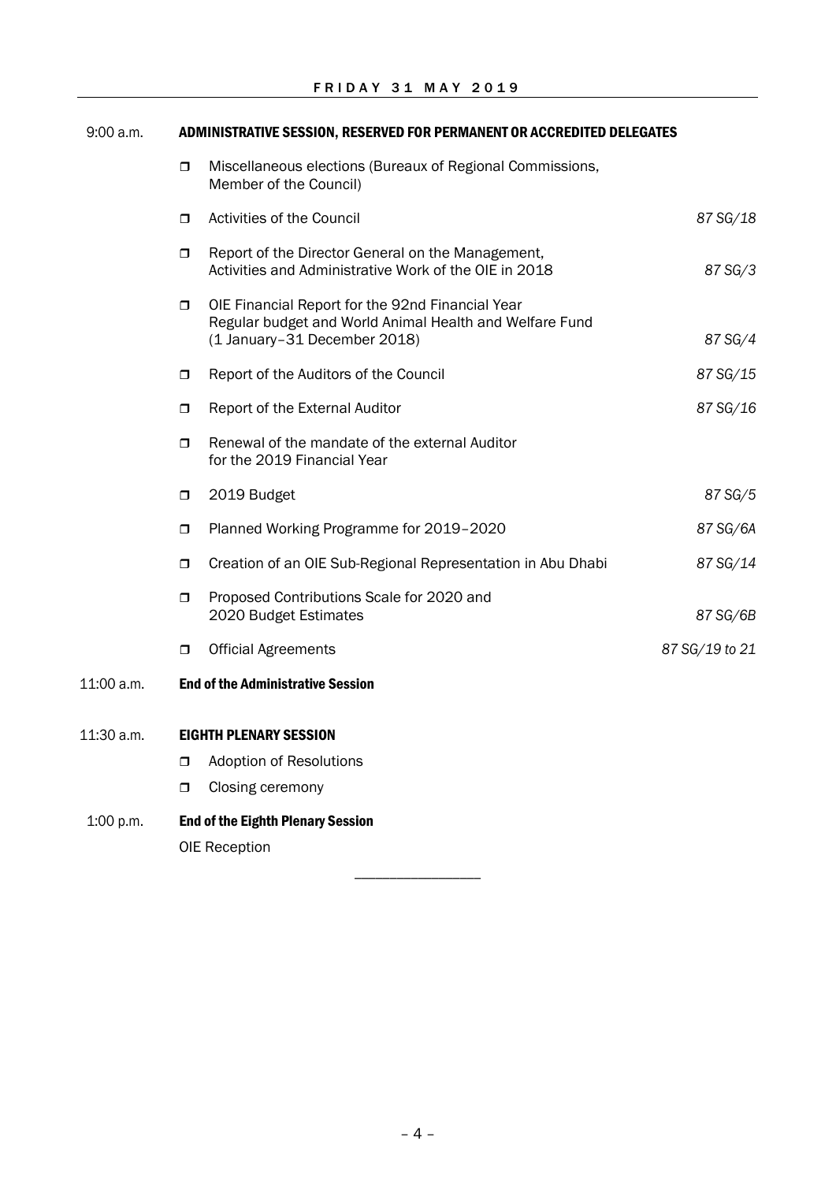## FRIDAY 31 MAY 2019

| | | |
|---|---|---|
| 9:00 a.m. | **ADMINISTRATIVE SESSION, RESERVED FOR PERMANENT OR ACCREDITED DELEGATES** | |
| | ❒ Miscellaneous elections (Bureaux of Regional Commissions, Member of the Council) | |
| | ❒ Activities of the Council | *87 SG/18* |
| | ❒ Report of the Director General on the Management, Activities and Administrative Work of the OIE in 2018 | *87 SG/3* |
| | ❒ OIE Financial Report for the 92nd Financial Year Regular budget and World Animal Health and Welfare Fund (1 January–31 December 2018) | *87 SG/4* |
| | ❒ Report of the Auditors of the Council | *87 SG/15* |
| | ❒ Report of the External Auditor | *87 SG/16* |
| | ❒ Renewal of the mandate of the external Auditor for the 2019 Financial Year | |
| | ❒ 2019 Budget | *87 SG/5* |
| | ❒ Planned Working Programme for 2019–2020 | *87 SG/6A* |
| | ❒ Creation of an OIE Sub-Regional Representation in Abu Dhabi | *87 SG/14* |
| | ❒ Proposed Contributions Scale for 2020 and 2020 Budget Estimates | *87 SG/6B* |
| | ❒ Official Agreements | *87 SG/19 to 21* |
| 11:00 a.m. | **End of the Administrative Session** | |
| 11:30 a.m. | **EIGHTH PLENARY SESSION** | |
| | ❒ Adoption of Resolutions | |
| | ❒ Closing ceremony | |
| 1:00 p.m. | **End of the Eighth Plenary Session** | |
| | OIE Reception | |